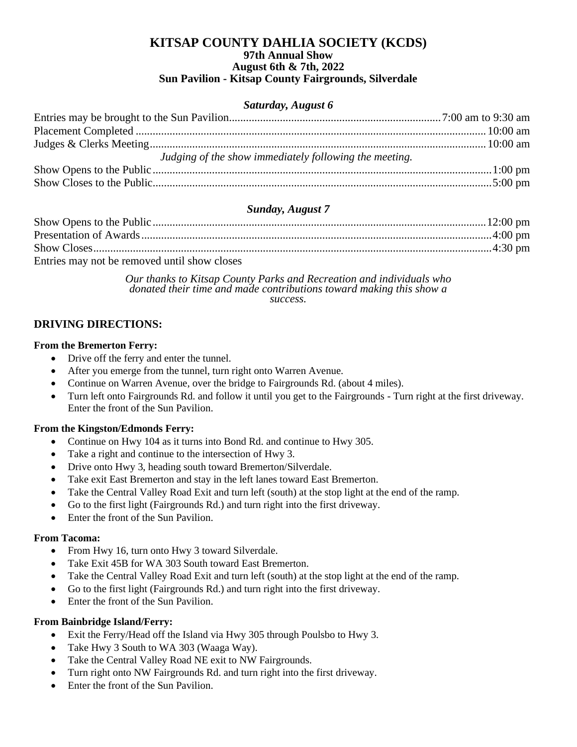# KITSAP COUNTY DAHLIA SOCIETY (KCDS)

## 97th Annual Show
## August 6th & 7th, 2022
## Sun Pavilion - Kitsap County Fairgrounds, Silverdale

### *Saturday, August 6*

Entries may be brought to the Sun Pavilion.......... 7:00 am to 9:30 am
Placement Completed .......... 10:00 am
Judges & Clerks Meeting.......... 10:00 am

*Judging of the show immediately following the meeting.*

Show Opens to the Public .......... 1:00 pm
Show Closes to the Public.......... 5:00 pm

### *Sunday, August 7*

Show Opens to the Public .......... 12:00 pm
Presentation of Awards.......... 4:00 pm
Show Closes.......... 4:30 pm
Entries may not be removed until show closes

*Our thanks to Kitsap County Parks and Recreation and individuals who donated their time and made contributions toward making this show a success.*

## DRIVING DIRECTIONS:

**From the Bremerton Ferry:**

- Drive off the ferry and enter the tunnel.
- After you emerge from the tunnel, turn right onto Warren Avenue.
- Continue on Warren Avenue, over the bridge to Fairgrounds Rd. (about 4 miles).
- Turn left onto Fairgrounds Rd. and follow it until you get to the Fairgrounds - Turn right at the first driveway. Enter the front of the Sun Pavilion.

**From the Kingston/Edmonds Ferry:**

- Continue on Hwy 104 as it turns into Bond Rd. and continue to Hwy 305.
- Take a right and continue to the intersection of Hwy 3.
- Drive onto Hwy 3, heading south toward Bremerton/Silverdale.
- Take exit East Bremerton and stay in the left lanes toward East Bremerton.
- Take the Central Valley Road Exit and turn left (south) at the stop light at the end of the ramp.
- Go to the first light (Fairgrounds Rd.) and turn right into the first driveway.
- Enter the front of the Sun Pavilion.

**From Tacoma:**

- From Hwy 16, turn onto Hwy 3 toward Silverdale.
- Take Exit 45B for WA 303 South toward East Bremerton.
- Take the Central Valley Road Exit and turn left (south) at the stop light at the end of the ramp.
- Go to the first light (Fairgrounds Rd.) and turn right into the first driveway.
- Enter the front of the Sun Pavilion.

**From Bainbridge Island/Ferry:**

- Exit the Ferry/Head off the Island via Hwy 305 through Poulsbo to Hwy 3.
- Take Hwy 3 South to WA 303 (Waaga Way).
- Take the Central Valley Road NE exit to NW Fairgrounds.
- Turn right onto NW Fairgrounds Rd. and turn right into the first driveway.
- Enter the front of the Sun Pavilion.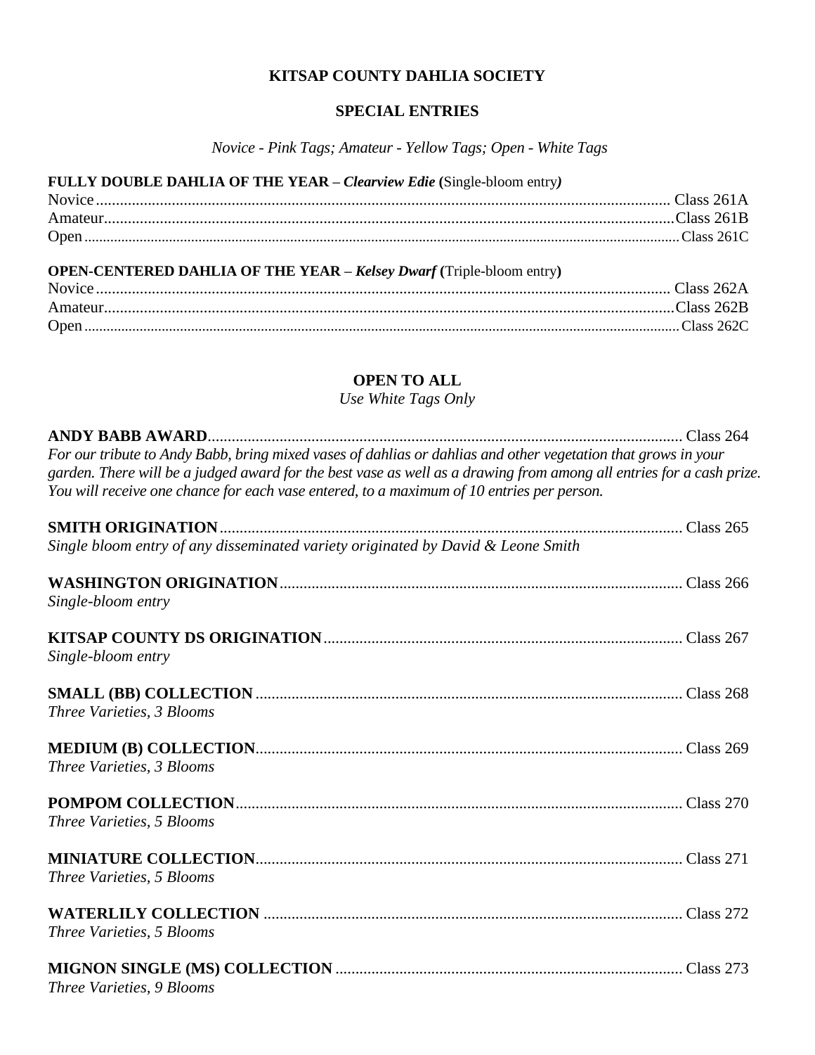## KITSAP COUNTY DAHLIA SOCIETY

## SPECIAL ENTRIES

*Novice - Pink Tags; Amateur - Yellow Tags; Open - White Tags*

**FULLY DOUBLE DAHLIA OF THE YEAR – *Clearview Edie*** (Single-bloom entry)

Novice.......................................................... Class 261A
Amateur........................................................ Class 261B
Open............................................................ Class 261C

**OPEN-CENTERED DAHLIA OF THE YEAR – *Kelsey Dwarf*** (Triple-bloom entry)

Novice.......................................................... Class 262A
Amateur........................................................ Class 262B
Open............................................................ Class 262C

## OPEN TO ALL

*Use White Tags Only*

**ANDY BABB AWARD**.......................................... Class 264
*For our tribute to Andy Babb, bring mixed vases of dahlias or dahlias and other vegetation that grows in your garden. There will be a judged award for the best vase as well as a drawing from among all entries for a cash prize. You will receive one chance for each vase entered, to a maximum of 10 entries per person.*

**SMITH ORIGINATION**......................................... Class 265
*Single bloom entry of any disseminated variety originated by David & Leone Smith*

**WASHINGTON ORIGINATION**.................................. Class 266
*Single-bloom entry*

**KITSAP COUNTY DS ORIGINATION**.......................... Class 267
*Single-bloom entry*

**SMALL (BB) COLLECTION**.................................... Class 268
*Three Varieties, 3 Blooms*

**MEDIUM (B) COLLECTION**.................................... Class 269
*Three Varieties, 3 Blooms*

**POMPOM COLLECTION**........................................ Class 270
*Three Varieties, 5 Blooms*

**MINIATURE COLLECTION**...................................... Class 271
*Three Varieties, 5 Blooms*

**WATERLILY COLLECTION**...................................... Class 272
*Three Varieties, 5 Blooms*

**MIGNON SINGLE (MS) COLLECTION**.......................... Class 273
*Three Varieties, 9 Blooms*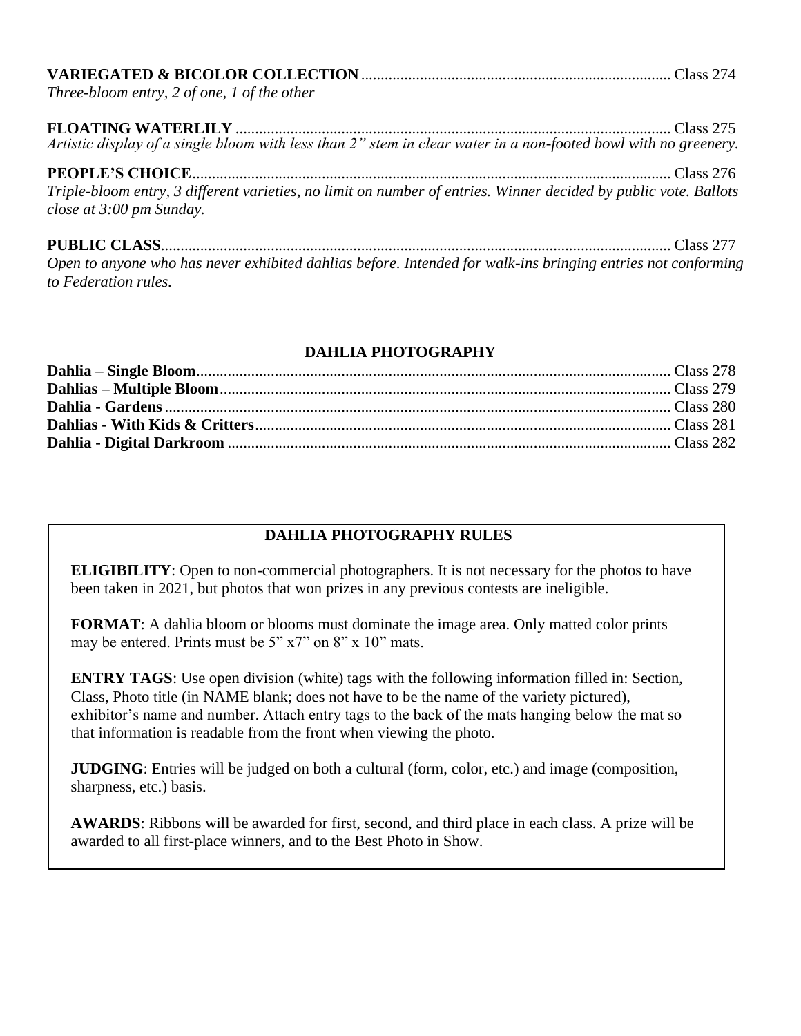**VARIEGATED & BICOLOR COLLECTION**.............................................................................. Class 274
*Three-bloom entry, 2 of one, 1 of the other*

**FLOATING WATERLILY** .............................................................................................................. Class 275
*Artistic display of a single bloom with less than 2" stem in clear water in a non-footed bowl with no greenery.*

**PEOPLE'S CHOICE**......................................................................................................................... Class 276
*Triple-bloom entry, 3 different varieties, no limit on number of entries. Winner decided by public vote. Ballots close at 3:00 pm Sunday.*

**PUBLIC CLASS**................................................................................................................................ Class 277
*Open to anyone who has never exhibited dahlias before. Intended for walk-ins bringing entries not conforming to Federation rules.*

## DAHLIA PHOTOGRAPHY

**Dahlia – Single Bloom**........................................................................................................................ Class 278
**Dahlias – Multiple Bloom**.................................................................................................................. Class 279
**Dahlia - Gardens**................................................................................................................................ Class 280
**Dahlias - With Kids & Critters**......................................................................................................... Class 281
**Dahlia - Digital Darkroom** ................................................................................................................ Class 282

## DAHLIA PHOTOGRAPHY RULES

**ELIGIBILITY**: Open to non-commercial photographers. It is not necessary for the photos to have been taken in 2021, but photos that won prizes in any previous contests are ineligible.

**FORMAT**: A dahlia bloom or blooms must dominate the image area. Only matted color prints may be entered. Prints must be 5" x7" on 8" x 10" mats.

**ENTRY TAGS**: Use open division (white) tags with the following information filled in: Section, Class, Photo title (in NAME blank; does not have to be the name of the variety pictured), exhibitor's name and number. Attach entry tags to the back of the mats hanging below the mat so that information is readable from the front when viewing the photo.

**JUDGING**: Entries will be judged on both a cultural (form, color, etc.) and image (composition, sharpness, etc.) basis.

**AWARDS**: Ribbons will be awarded for first, second, and third place in each class. A prize will be awarded to all first-place winners, and to the Best Photo in Show.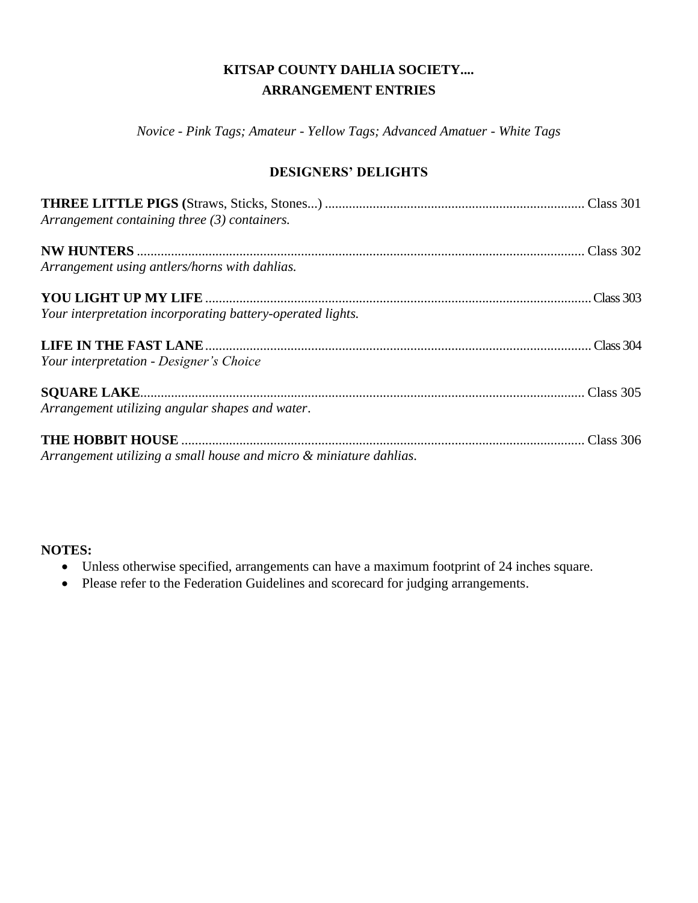# KITSAP COUNTY DAHLIA SOCIETY....
# ARRANGEMENT ENTRIES

*Novice - Pink Tags; Amateur - Yellow Tags; Advanced Amatuer - White Tags*

## DESIGNERS' DELIGHTS

**THREE LITTLE PIGS (**Straws, Sticks, Stones...) .......... Class 301
*Arrangement containing three (3) containers.*

**NW HUNTERS** .......... Class 302
*Arrangement using antlers/horns with dahlias.*

**YOU LIGHT UP MY LIFE** .......... Class 303
*Your interpretation incorporating battery-operated lights.*

**LIFE IN THE FAST LANE** .......... Class 304
*Your interpretation - Designer's Choice*

**SQUARE LAKE** .......... Class 305
*Arrangement utilizing angular shapes and water*.

**THE HOBBIT HOUSE** .......... Class 306
*Arrangement utilizing a small house and micro & miniature dahlias.*

**NOTES:**

- Unless otherwise specified, arrangements can have a maximum footprint of 24 inches square.
- Please refer to the Federation Guidelines and scorecard for judging arrangements.